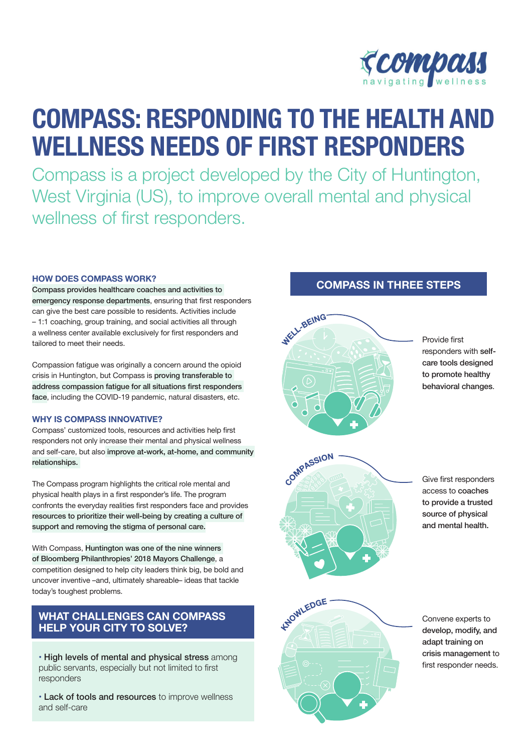# COMPASS: RESPONDING TO THE HEALTH AND WELLNESS NEEDS OF FIRST RESPONDERS

Compass is a project developed by the City of Huntington, West Virginia (US), to improve overall mental and physical wellness of first responders.

### HOW DOES COMPASS WORK?

Compass provides healthcare coaches and activities to emergency response departments, ensuring that first responders can give the best care possible to residents. Activities include – 1:1 coaching, group training, and social activities all through a wellness center available exclusively for first responders and tailored to meet their needs.

Compassion fatigue was originally a concern around the opioid crisis in Huntington, but Compass is proving transferable to address compassion fatigue for all situations first responders face, including the COVID-19 pandemic, natural disasters, etc.

### WHY IS COMPASS INNOVATIVE?

Compass' customized tools, resources and activities help first responders not only increase their mental and physical wellness and self-care, but also improve at-work, at-home, and community relationships.

The Compass program highlights the critical role mental and physical health plays in a first responder's life. The program confronts the everyday realities first responders face and provides resources to prioritize their well-being by creating a culture of support and removing the stigma of personal care.

With Compass, Huntington was one of the nine winners of Bloomberg Philanthropies' 2018 Mayors Challenge, a competition designed to help city leaders think big, be bold and uncover inventive –and, ultimately shareable– ideas that tackle today's toughest problems.

## WHAT CHALLENGES CAN COMPASS HELP YOUR CITY TO SOLVE?

- **High levels of mental and physical stress** among public servants, especially but not limited to first responders
- **Lack of tools and resources** to improve wellness and self-care

## COMPASS IN THREE STEPS

**WELL-BEING**

Provide first responders with **self-care tools designed to promote healthy behavioral changes.**

**COMPASSION**

Give first responders access to **coaches to provide a trusted source of physical and mental health.**

**KNOWLEDGE**

Convene experts to **develop, modify, and adapt training on crisis management** to first responder needs.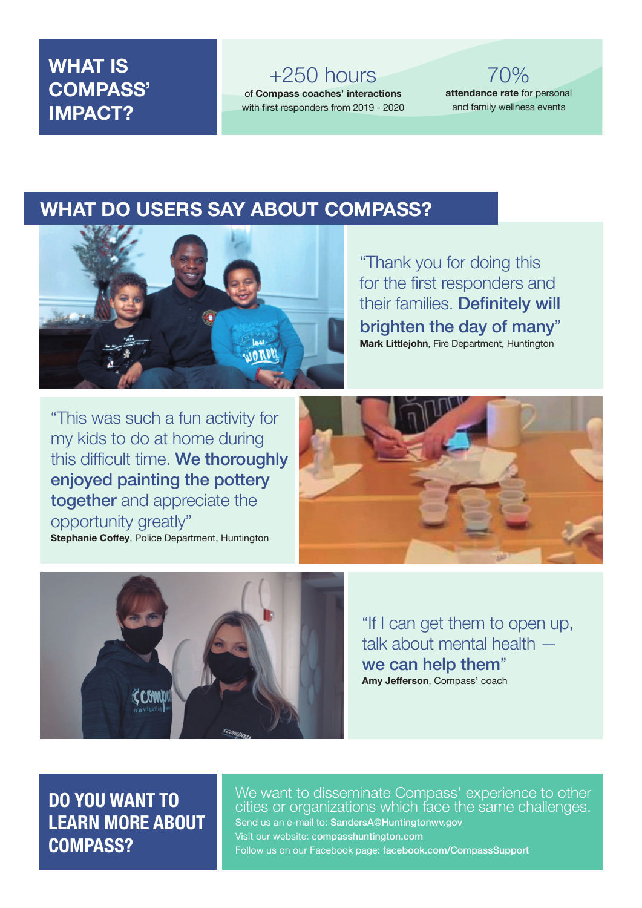## WHAT IS COMPASS' IMPACT?

+250 hours

of **Compass coaches' interactions** with first responders from 2019 - 2020

70%

**attendance rate** for personal and family wellness events

## WHAT DO USERS SAY ABOUT COMPASS?

"Thank you for doing this for the first responders and their families. **Definitely will brighten the day of many**"

**Mark Littlejohn**, Fire Department, Huntington

"This was such a fun activity for my kids to do at home during this difficult time. **We thoroughly enjoyed painting the pottery together** and appreciate the opportunity greatly"

**Stephanie Coffey**, Police Department, Huntington

"If I can get them to open up, talk about mental health — **we can help them**"

**Amy Jefferson**, Compass' coach

## DO YOU WANT TO LEARN MORE ABOUT COMPASS?

We want to disseminate Compass' experience to other cities or organizations which face the same challenges.

Send us an e-mail to: **SandersA@Huntingtonwv.gov**

Visit our website: **compasshuntington.com**

Follow us on our Facebook page: **facebook.com/CompassSupport**